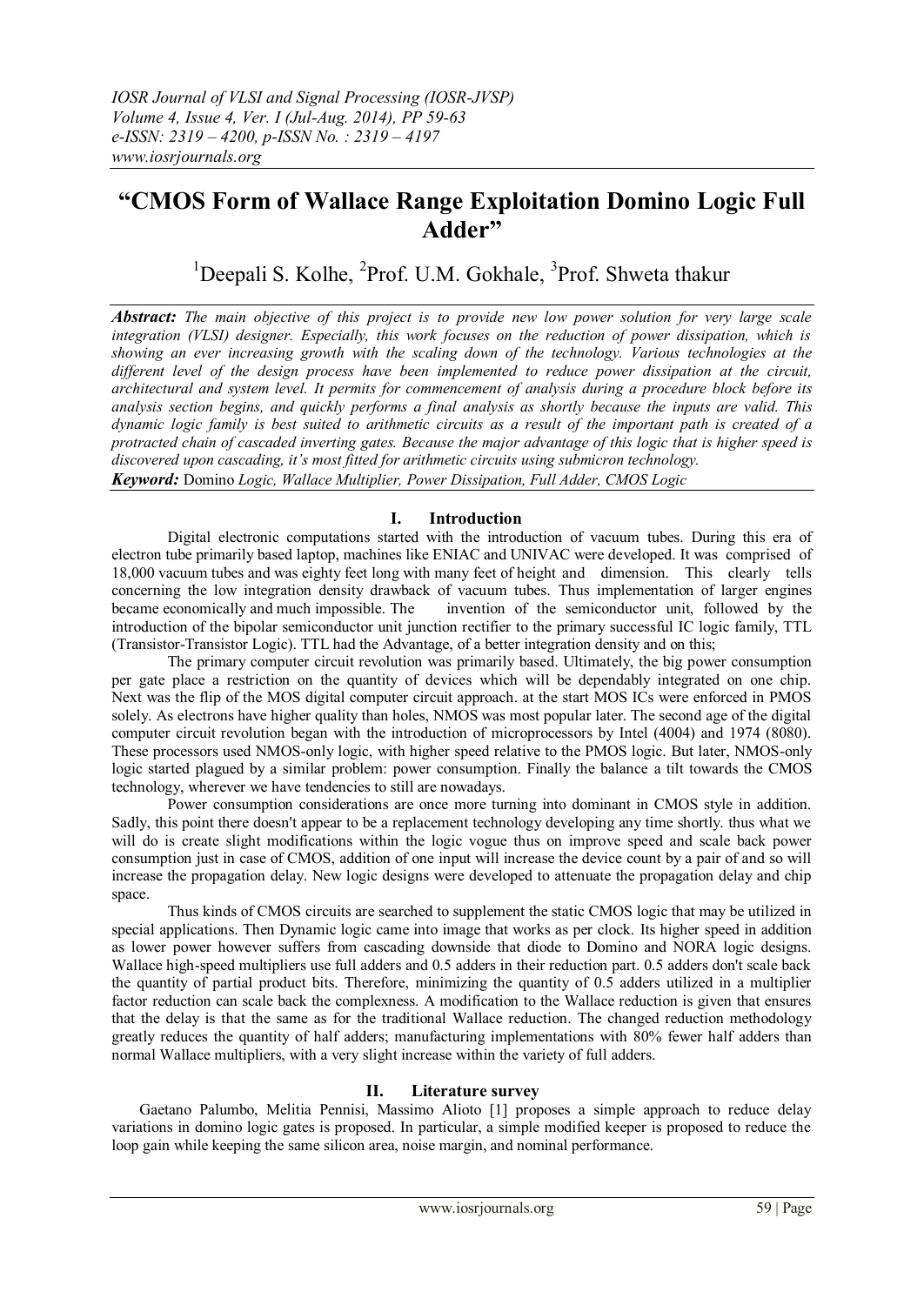# "CMOS Form of Wallace Range Exploitation Domino Logic Full Adder"

[1]Deepali S. Kolhe, [2]Prof. U.M. Gokhale, [3]Prof. Shweta thakur

***Abstract:*** *The main objective of this project is to provide new low power solution for very large scale integration (VLSI) designer. Especially, this work focuses on the reduction of power dissipation, which is showing an ever increasing growth with the scaling down of the technology. Various technologies at the different level of the design process have been implemented to reduce power dissipation at the circuit, architectural and system level. It permits for commencement of analysis during a procedure block before its analysis section begins, and quickly performs a final analysis as shortly because the inputs are valid. This dynamic logic family is best suited to arithmetic circuits as a result of the important path is created of a protracted chain of cascaded inverting gates. Because the major advantage of this logic that is higher speed is discovered upon cascading, it's most fitted for arithmetic circuits using submicron technology.*

***Keyword:*** Domino *Logic, Wallace Multiplier, Power Dissipation, Full Adder, CMOS Logic*

## I. Introduction

Digital electronic computations started with the introduction of vacuum tubes. During this era of electron tube primarily based laptop, machines like ENIAC and UNIVAC were developed. It was comprised of 18,000 vacuum tubes and was eighty feet long with many feet of height and dimension. This clearly tells concerning the low integration density drawback of vacuum tubes. Thus implementation of larger engines became economically and much impossible. The invention of the semiconductor unit, followed by the introduction of the bipolar semiconductor unit junction rectifier to the primary successful IC logic family, TTL (Transistor-Transistor Logic). TTL had the Advantage, of a better integration density and on this;

The primary computer circuit revolution was primarily based. Ultimately, the big power consumption per gate place a restriction on the quantity of devices which will be dependably integrated on one chip. Next was the flip of the MOS digital computer circuit approach. at the start MOS ICs were enforced in PMOS solely. As electrons have higher quality than holes, NMOS was most popular later. The second age of the digital computer circuit revolution began with the introduction of microprocessors by Intel (4004) and 1974 (8080). These processors used NMOS-only logic, with higher speed relative to the PMOS logic. But later, NMOS-only logic started plagued by a similar problem: power consumption. Finally the balance a tilt towards the CMOS technology, wherever we have tendencies to still are nowadays.

Power consumption considerations are once more turning into dominant in CMOS style in addition. Sadly, this point there doesn't appear to be a replacement technology developing any time shortly. thus what we will do is create slight modifications within the logic vogue thus on improve speed and scale back power consumption just in case of CMOS, addition of one input will increase the device count by a pair of and so will increase the propagation delay. New logic designs were developed to attenuate the propagation delay and chip space.

Thus kinds of CMOS circuits are searched to supplement the static CMOS logic that may be utilized in special applications. Then Dynamic logic came into image that works as per clock. Its higher speed in addition as lower power however suffers from cascading downside that diode to Domino and NORA logic designs. Wallace high-speed multipliers use full adders and 0.5 adders in their reduction part. 0.5 adders don't scale back the quantity of partial product bits. Therefore, minimizing the quantity of 0.5 adders utilized in a multiplier factor reduction can scale back the complexness. A modification to the Wallace reduction is given that ensures that the delay is that the same as for the traditional Wallace reduction. The changed reduction methodology greatly reduces the quantity of half adders; manufacturing implementations with 80% fewer half adders than normal Wallace multipliers, with a very slight increase within the variety of full adders.

## II. Literature survey

Gaetano Palumbo, Melitia Pennisi, Massimo Alioto [1] proposes a simple approach to reduce delay variations in domino logic gates is proposed. In particular, a simple modified keeper is proposed to reduce the loop gain while keeping the same silicon area, noise margin, and nominal performance.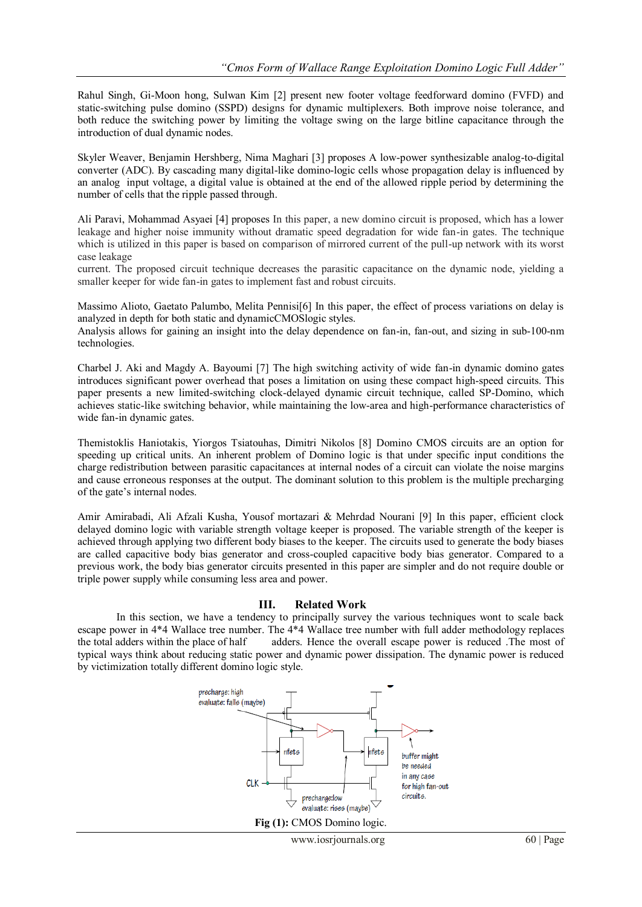Rahul Singh, Gi-Moon hong, Sulwan Kim [2] present new footer voltage feedforward domino (FVFD) and static-switching pulse domino (SSPD) designs for dynamic multiplexers. Both improve noise tolerance, and both reduce the switching power by limiting the voltage swing on the large bitline capacitance through the introduction of dual dynamic nodes.

Skyler Weaver, Benjamin Hershberg, Nima Maghari [3] proposes A low-power synthesizable analog-to-digital converter (ADC). By cascading many digital-like domino-logic cells whose propagation delay is influenced by an analog input voltage, a digital value is obtained at the end of the allowed ripple period by determining the number of cells that the ripple passed through.

Ali Paravi, Mohammad Asyaei [4] proposes In this paper, a new domino circuit is proposed, which has a lower leakage and higher noise immunity without dramatic speed degradation for wide fan-in gates. The technique which is utilized in this paper is based on comparison of mirrored current of the pull-up network with its worst case leakage current. The proposed circuit technique decreases the parasitic capacitance on the dynamic node, yielding a smaller keeper for wide fan-in gates to implement fast and robust circuits.

Massimo Alioto, Gaetato Palumbo, Melita Pennisi[6] In this paper, the effect of process variations on delay is analyzed in depth for both static and dynamicCMOSlogic styles.
Analysis allows for gaining an insight into the delay dependence on fan-in, fan-out, and sizing in sub-100-nm technologies.

Charbel J. Aki and Magdy A. Bayoumi [7] The high switching activity of wide fan-in dynamic domino gates introduces significant power overhead that poses a limitation on using these compact high-speed circuits. This paper presents a new limited-switching clock-delayed dynamic circuit technique, called SP-Domino, which achieves static-like switching behavior, while maintaining the low-area and high-performance characteristics of wide fan-in dynamic gates.

Themistoklis Haniotakis, Yiorgos Tsiatouhas, Dimitri Nikolos [8] Domino CMOS circuits are an option for speeding up critical units. An inherent problem of Domino logic is that under specific input conditions the charge redistribution between parasitic capacitances at internal nodes of a circuit can violate the noise margins and cause erroneous responses at the output. The dominant solution to this problem is the multiple precharging of the gate's internal nodes.

Amir Amirabadi, Ali Afzali Kusha, Yousof mortazari & Mehrdad Nourani [9] In this paper, efficient clock delayed domino logic with variable strength voltage keeper is proposed. The variable strength of the keeper is achieved through applying two different body biases to the keeper. The circuits used to generate the body biases are called capacitive body bias generator and cross-coupled capacitive body bias generator. Compared to a previous work, the body bias generator circuits presented in this paper are simpler and do not require double or triple power supply while consuming less area and power.

## III. Related Work

In this section, we have a tendency to principally survey the various techniques wont to scale back escape power in 4*4 Wallace tree number. The 4*4 Wallace tree number with full adder methodology replaces the total adders within the place of half adders. Hence the overall escape power is reduced .The most of typical ways think about reducing static power and dynamic power dissipation. The dynamic power is reduced by victimization totally different domino logic style.

**Fig (1):** CMOS Domino logic.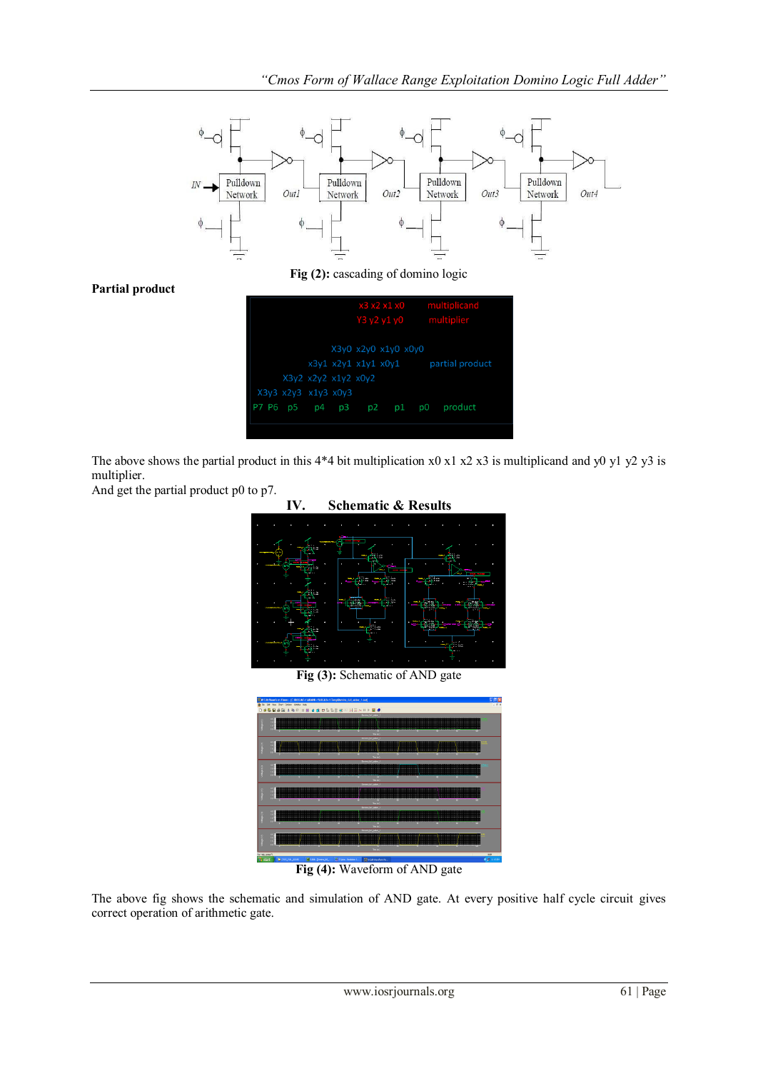Fig (2): cascading of domino logic

**Partial product**

The above shows the partial product in this 4*4 bit multiplication x0 x1 x2 x3 is multiplicand and y0 y1 y2 y3 is multiplier.
And get the partial product p0 to p7.

## IV. Schematic & Results

**Fig (3):** Schematic of AND gate

**Fig (4):** Waveform of AND gate

The above fig shows the schematic and simulation of AND gate. At every positive half cycle circuit gives correct operation of arithmetic gate.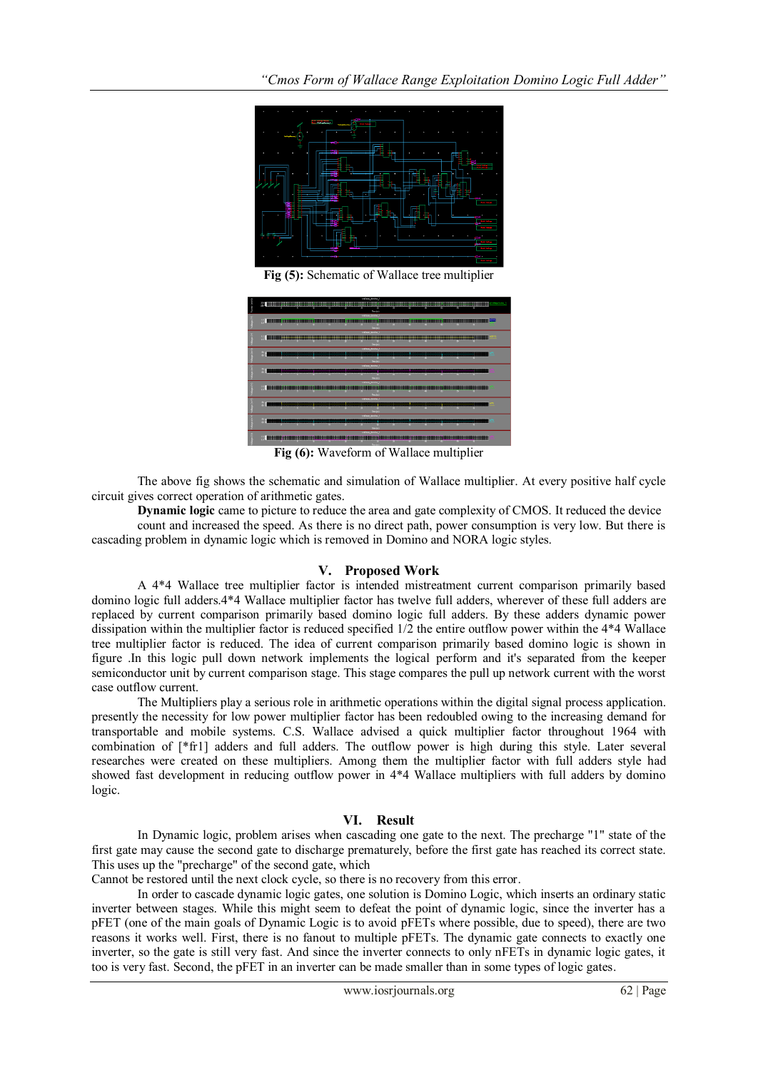Fig (5): Schematic of Wallace tree multiplier

Fig (6): Waveform of Wallace multiplier

The above fig shows the schematic and simulation of Wallace multiplier. At every positive half cycle circuit gives correct operation of arithmetic gates.

**Dynamic logic** came to picture to reduce the area and gate complexity of CMOS. It reduced the device count and increased the speed. As there is no direct path, power consumption is very low. But there is cascading problem in dynamic logic which is removed in Domino and NORA logic styles.

## V. Proposed Work

A 4*4 Wallace tree multiplier factor is intended mistreatment current comparison primarily based domino logic full adders.4*4 Wallace multiplier factor has twelve full adders, wherever of these full adders are replaced by current comparison primarily based domino logic full adders. By these adders dynamic power dissipation within the multiplier factor is reduced specified 1/2 the entire outflow power within the 4*4 Wallace tree multiplier factor is reduced. The idea of current comparison primarily based domino logic is shown in figure .In this logic pull down network implements the logical perform and it's separated from the keeper semiconductor unit by current comparison stage. This stage compares the pull up network current with the worst case outflow current.

The Multipliers play a serious role in arithmetic operations within the digital signal process application. presently the necessity for low power multiplier factor has been redoubled owing to the increasing demand for transportable and mobile systems. C.S. Wallace advised a quick multiplier factor throughout 1964 with combination of [*fr1] adders and full adders. The outflow power is high during this style. Later several researches were created on these multipliers. Among them the multiplier factor with full adders style had showed fast development in reducing outflow power in 4*4 Wallace multipliers with full adders by domino logic.

## VI. Result

In Dynamic logic, problem arises when cascading one gate to the next. The precharge "1" state of the first gate may cause the second gate to discharge prematurely, before the first gate has reached its correct state. This uses up the "precharge" of the second gate, which

Cannot be restored until the next clock cycle, so there is no recovery from this error.

In order to cascade dynamic logic gates, one solution is Domino Logic, which inserts an ordinary static inverter between stages. While this might seem to defeat the point of dynamic logic, since the inverter has a pFET (one of the main goals of Dynamic Logic is to avoid pFETs where possible, due to speed), there are two reasons it works well. First, there is no fanout to multiple pFETs. The dynamic gate connects to exactly one inverter, so the gate is still very fast. And since the inverter connects to only nFETs in dynamic logic gates, it too is very fast. Second, the pFET in an inverter can be made smaller than in some types of logic gates.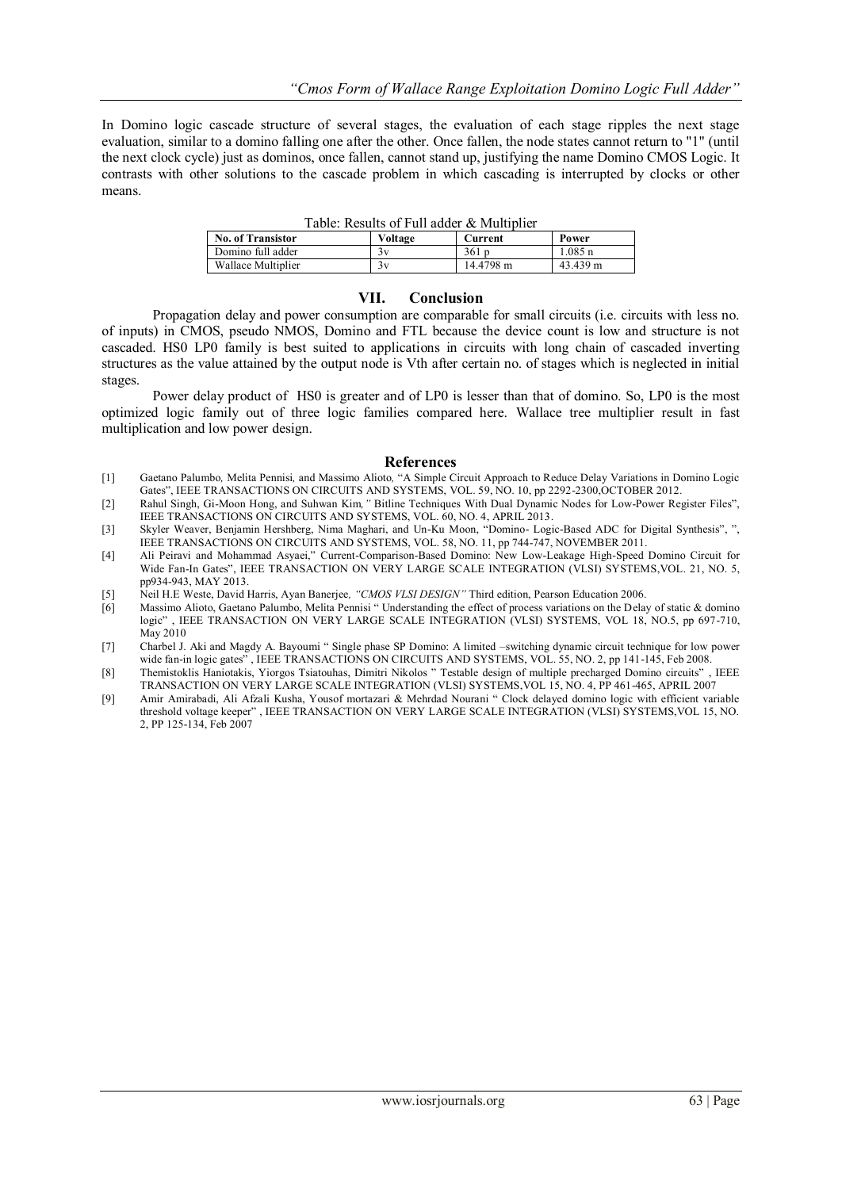In Domino logic cascade structure of several stages, the evaluation of each stage ripples the next stage evaluation, similar to a domino falling one after the other. Once fallen, the node states cannot return to "1" (until the next clock cycle) just as dominos, once fallen, cannot stand up, justifying the name Domino CMOS Logic. It contrasts with other solutions to the cascade problem in which cascading is interrupted by clocks or other means.

Table: Results of Full adder & Multiplier

| No. of Transistor | Voltage | Current | Power |
|---|---|---|---|
| Domino full adder | 3v | 361 p | 1.085 n |
| Wallace Multiplier | 3v | 14.4798 m | 43.439 m |

## VII. Conclusion

Propagation delay and power consumption are comparable for small circuits (i.e. circuits with less no. of inputs) in CMOS, pseudo NMOS, Domino and FTL because the device count is low and structure is not cascaded. HS0 LP0 family is best suited to applications in circuits with long chain of cascaded inverting structures as the value attained by the output node is Vth after certain no. of stages which is neglected in initial stages.

Power delay product of HS0 is greater and of LP0 is lesser than that of domino. So, LP0 is the most optimized logic family out of three logic families compared here. Wallace tree multiplier result in fast multiplication and low power design.

## References

- [1] Gaetano Palumbo, Melita Pennisi, and Massimo Alioto, "A Simple Circuit Approach to Reduce Delay Variations in Domino Logic Gates", IEEE TRANSACTIONS ON CIRCUITS AND SYSTEMS, VOL. 59, NO. 10, pp 2292-2300,OCTOBER 2012.
- [2] Rahul Singh, Gi-Moon Hong, and Suhwan Kim," Bitline Techniques With Dual Dynamic Nodes for Low-Power Register Files", IEEE TRANSACTIONS ON CIRCUITS AND SYSTEMS, VOL. 60, NO. 4, APRIL 2013.
- [3] Skyler Weaver, Benjamin Hershberg, Nima Maghari, and Un-Ku Moon, "Domino- Logic-Based ADC for Digital Synthesis", ", IEEE TRANSACTIONS ON CIRCUITS AND SYSTEMS, VOL. 58, NO. 11, pp 744-747, NOVEMBER 2011.
- [4] Ali Peiravi and Mohammad Asyaei," Current-Comparison-Based Domino: New Low-Leakage High-Speed Domino Circuit for Wide Fan-In Gates", IEEE TRANSACTION ON VERY LARGE SCALE INTEGRATION (VLSI) SYSTEMS,VOL. 21, NO. 5, pp934-943, MAY 2013.
- [5] Neil H.E Weste, David Harris, Ayan Banerjee, *"CMOS VLSI DESIGN"* Third edition, Pearson Education 2006.
- [6] Massimo Alioto, Gaetano Palumbo, Melita Pennisi " Understanding the effect of process variations on the Delay of static & domino logic" , IEEE TRANSACTION ON VERY LARGE SCALE INTEGRATION (VLSI) SYSTEMS, VOL 18, NO.5, pp 697-710, May 2010
- [7] Charbel J. Aki and Magdy A. Bayoumi " Single phase SP Domino: A limited –switching dynamic circuit technique for low power wide fan-in logic gates" , IEEE TRANSACTIONS ON CIRCUITS AND SYSTEMS, VOL. 55, NO. 2, pp 141-145, Feb 2008.
- [8] Themistoklis Haniotakis, Yiorgos Tsiatouhas, Dimitri Nikolos " Testable design of multiple precharged Domino circuits" , IEEE TRANSACTION ON VERY LARGE SCALE INTEGRATION (VLSI) SYSTEMS,VOL 15, NO. 4, PP 461-465, APRIL 2007
- [9] Amir Amirabadi, Ali Afzali Kusha, Yousof mortazari & Mehrdad Nourani " Clock delayed domino logic with efficient variable threshold voltage keeper" , IEEE TRANSACTION ON VERY LARGE SCALE INTEGRATION (VLSI) SYSTEMS,VOL 15, NO. 2, PP 125-134, Feb 2007